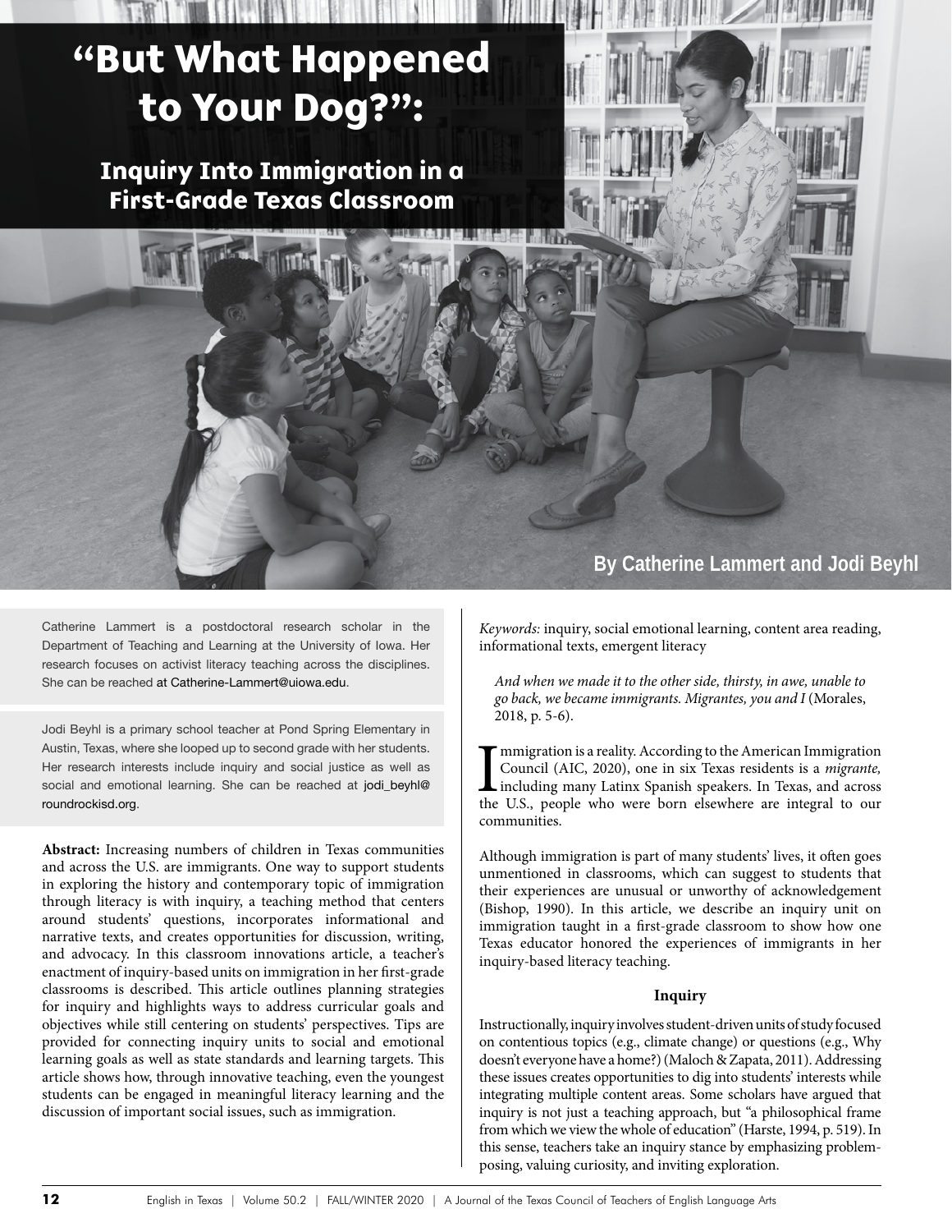# "But What Happened to Your Dog?":

## Inquiry Into Immigration in a First-Grade Texas Classroom

**By Catherine Lammert and Jodi Beyhl**

Catherine Lammert is a postdoctoral research scholar in the Department of Teaching and Learning at the University of Iowa. Her research focuses on activist literacy teaching across the disciplines. She can be reached at Catherine-Lammert@uiowa.edu.

Jodi Beyhl is a primary school teacher at Pond Spring Elementary in Austin, Texas, where she looped up to second grade with her students. Her research interests include inquiry and social justice as well as social and emotional learning. She can be reached at jodi_beyhl@roundrockisd.org.

**Abstract:** Increasing numbers of children in Texas communities and across the U.S. are immigrants. One way to support students in exploring the history and contemporary topic of immigration through literacy is with inquiry, a teaching method that centers around students' questions, incorporates informational and narrative texts, and creates opportunities for discussion, writing, and advocacy. In this classroom innovations article, a teacher's enactment of inquiry-based units on immigration in her first-grade classrooms is described. This article outlines planning strategies for inquiry and highlights ways to address curricular goals and objectives while still centering on students' perspectives. Tips are provided for connecting inquiry units to social and emotional learning goals as well as state standards and learning targets. This article shows how, through innovative teaching, even the youngest students can be engaged in meaningful literacy learning and the discussion of important social issues, such as immigration.

*Keywords:* inquiry, social emotional learning, content area reading, informational texts, emergent literacy

> *And when we made it to the other side, thirsty, in awe, unable to go back, we became immigrants. Migrantes, you and I* (Morales, 2018, p. 5-6).

Immigration is a reality. According to the American Immigration Council (AIC, 2020), one in six Texas residents is a *migrante,* including many Latinx Spanish speakers. In Texas, and across the U.S., people who were born elsewhere are integral to our communities.

Although immigration is part of many students' lives, it often goes unmentioned in classrooms, which can suggest to students that their experiences are unusual or unworthy of acknowledgement (Bishop, 1990). In this article, we describe an inquiry unit on immigration taught in a first-grade classroom to show how one Texas educator honored the experiences of immigrants in her inquiry-based literacy teaching.

### Inquiry

Instructionally, inquiry involves student-driven units of study focused on contentious topics (e.g., climate change) or questions (e.g., Why doesn't everyone have a home?) (Maloch & Zapata, 2011). Addressing these issues creates opportunities to dig into students' interests while integrating multiple content areas. Some scholars have argued that inquiry is not just a teaching approach, but "a philosophical frame from which we view the whole of education" (Harste, 1994, p. 519). In this sense, teachers take an inquiry stance by emphasizing problem-posing, valuing curiosity, and inviting exploration.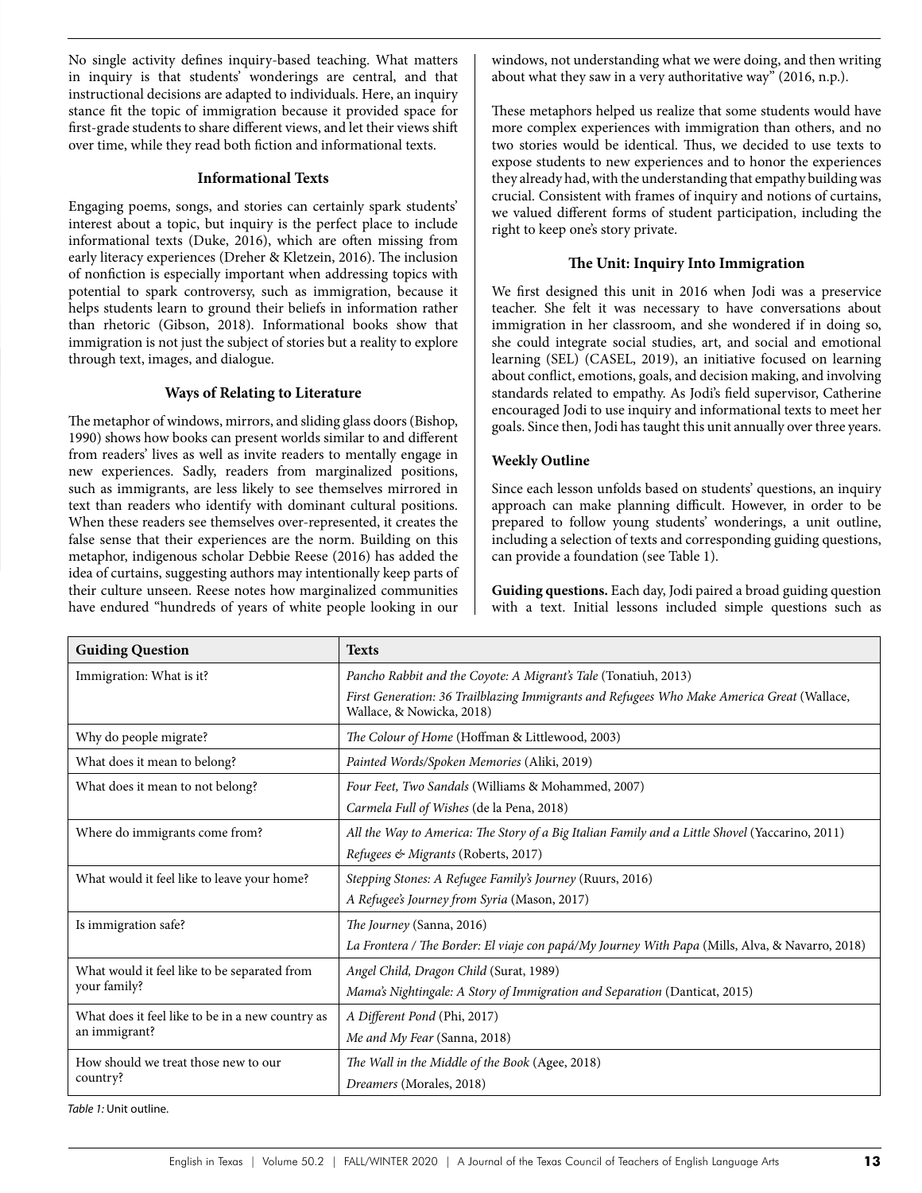No single activity defines inquiry-based teaching. What matters in inquiry is that students' wonderings are central, and that instructional decisions are adapted to individuals. Here, an inquiry stance fit the topic of immigration because it provided space for first-grade students to share different views, and let their views shift over time, while they read both fiction and informational texts.

### Informational Texts

Engaging poems, songs, and stories can certainly spark students' interest about a topic, but inquiry is the perfect place to include informational texts (Duke, 2016), which are often missing from early literacy experiences (Dreher & Kletzein, 2016). The inclusion of nonfiction is especially important when addressing topics with potential to spark controversy, such as immigration, because it helps students learn to ground their beliefs in information rather than rhetoric (Gibson, 2018). Informational books show that immigration is not just the subject of stories but a reality to explore through text, images, and dialogue.

### Ways of Relating to Literature

The metaphor of windows, mirrors, and sliding glass doors (Bishop, 1990) shows how books can present worlds similar to and different from readers' lives as well as invite readers to mentally engage in new experiences. Sadly, readers from marginalized positions, such as immigrants, are less likely to see themselves mirrored in text than readers who identify with dominant cultural positions. When these readers see themselves over-represented, it creates the false sense that their experiences are the norm. Building on this metaphor, indigenous scholar Debbie Reese (2016) has added the idea of curtains, suggesting authors may intentionally keep parts of their culture unseen. Reese notes how marginalized communities have endured "hundreds of years of white people looking in our windows, not understanding what we were doing, and then writing about what they saw in a very authoritative way" (2016, n.p.).

These metaphors helped us realize that some students would have more complex experiences with immigration than others, and no two stories would be identical. Thus, we decided to use texts to expose students to new experiences and to honor the experiences they already had, with the understanding that empathy building was crucial. Consistent with frames of inquiry and notions of curtains, we valued different forms of student participation, including the right to keep one's story private.

### The Unit: Inquiry Into Immigration

We first designed this unit in 2016 when Jodi was a preservice teacher. She felt it was necessary to have conversations about immigration in her classroom, and she wondered if in doing so, she could integrate social studies, art, and social and emotional learning (SEL) (CASEL, 2019), an initiative focused on learning about conflict, emotions, goals, and decision making, and involving standards related to empathy. As Jodi's field supervisor, Catherine encouraged Jodi to use inquiry and informational texts to meet her goals. Since then, Jodi has taught this unit annually over three years.

#### Weekly Outline

Since each lesson unfolds based on students' questions, an inquiry approach can make planning difficult. However, in order to be prepared to follow young students' wonderings, a unit outline, including a selection of texts and corresponding guiding questions, can provide a foundation (see Table 1).

**Guiding questions.** Each day, Jodi paired a broad guiding question with a text. Initial lessons included simple questions such as

| Guiding Question | Texts |
|---|---|
| Immigration: What is it? | *Pancho Rabbit and the Coyote: A Migrant's Tale* (Tonatiuh, 2013)<br>*First Generation: 36 Trailblazing Immigrants and Refugees Who Make America Great* (Wallace, Wallace, & Nowicka, 2018) |
| Why do people migrate? | *The Colour of Home* (Hoffman & Littlewood, 2003) |
| What does it mean to belong? | *Painted Words/Spoken Memories* (Aliki, 2019) |
| What does it mean to not belong? | *Four Feet, Two Sandals* (Williams & Mohammed, 2007)<br>*Carmela Full of Wishes* (de la Pena, 2018) |
| Where do immigrants come from? | *All the Way to America: The Story of a Big Italian Family and a Little Shovel* (Yaccarino, 2011)<br>*Refugees & Migrants* (Roberts, 2017) |
| What would it feel like to leave your home? | *Stepping Stones: A Refugee Family's Journey* (Ruurs, 2016)<br>*A Refugee's Journey from Syria* (Mason, 2017) |
| Is immigration safe? | *The Journey* (Sanna, 2016)<br>*La Frontera / The Border: El viaje con papá/My Journey With Papa* (Mills, Alva, & Navarro, 2018) |
| What would it feel like to be separated from your family? | *Angel Child, Dragon Child* (Surat, 1989)<br>*Mama's Nightingale: A Story of Immigration and Separation* (Danticat, 2015) |
| What does it feel like to be in a new country as an immigrant? | *A Different Pond* (Phi, 2017)<br>*Me and My Fear* (Sanna, 2018) |
| How should we treat those new to our country? | *The Wall in the Middle of the Book* (Agee, 2018)<br>*Dreamers* (Morales, 2018) |

*Table 1:* Unit outline.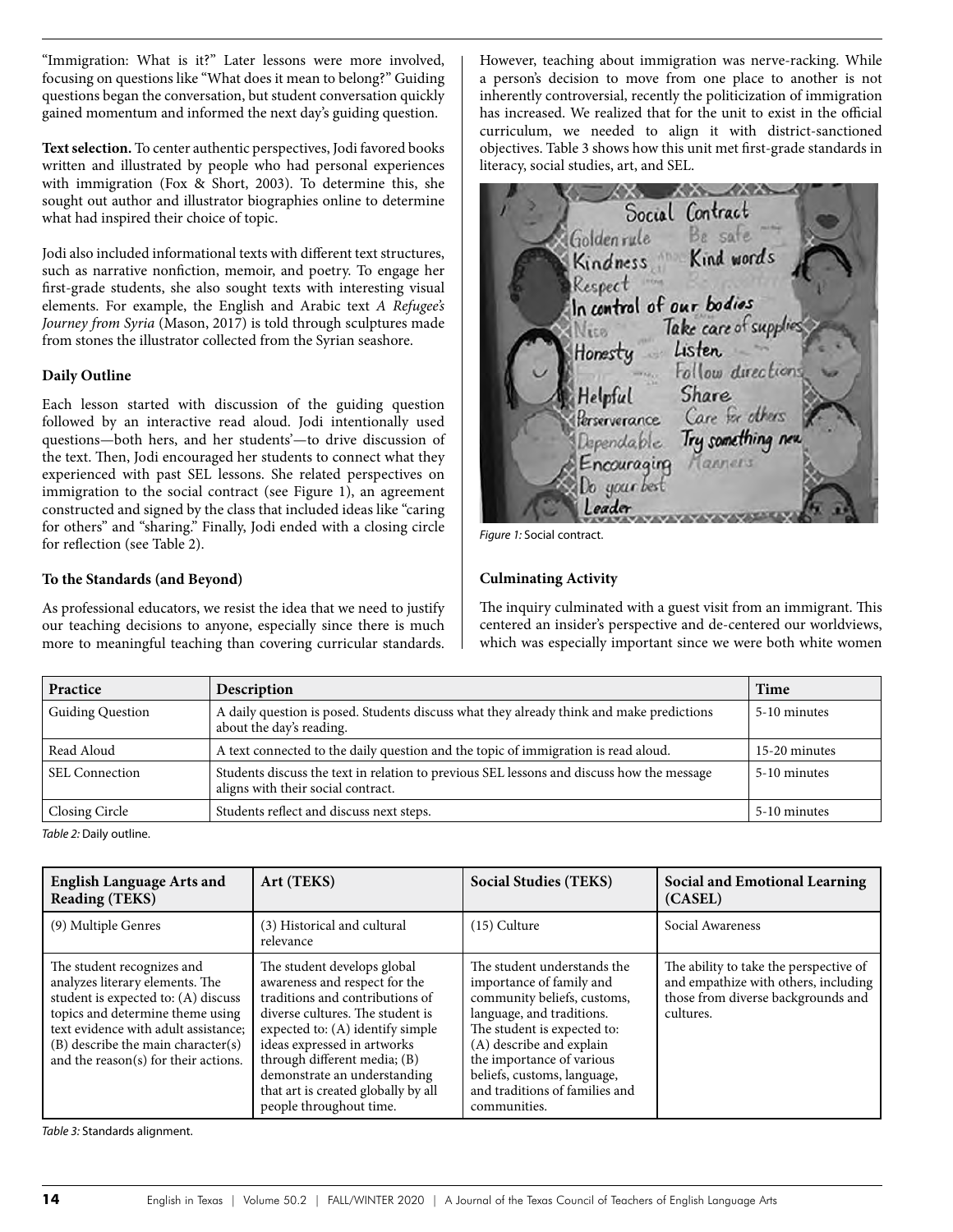"Immigration: What is it?" Later lessons were more involved, focusing on questions like "What does it mean to belong?" Guiding questions began the conversation, but student conversation quickly gained momentum and informed the next day's guiding question.

**Text selection.** To center authentic perspectives, Jodi favored books written and illustrated by people who had personal experiences with immigration (Fox & Short, 2003). To determine this, she sought out author and illustrator biographies online to determine what had inspired their choice of topic.

Jodi also included informational texts with different text structures, such as narrative nonfiction, memoir, and poetry. To engage her first-grade students, she also sought texts with interesting visual elements. For example, the English and Arabic text *A Refugee's Journey from Syria* (Mason, 2017) is told through sculptures made from stones the illustrator collected from the Syrian seashore.

### Daily Outline

Each lesson started with discussion of the guiding question followed by an interactive read aloud. Jodi intentionally used questions—both hers, and her students'—to drive discussion of the text. Then, Jodi encouraged her students to connect what they experienced with past SEL lessons. She related perspectives on immigration to the social contract (see Figure 1), an agreement constructed and signed by the class that included ideas like "caring for others" and "sharing." Finally, Jodi ended with a closing circle for reflection (see Table 2).

### To the Standards (and Beyond)

As professional educators, we resist the idea that we need to justify our teaching decisions to anyone, especially since there is much more to meaningful teaching than covering curricular standards. However, teaching about immigration was nerve-racking. While a person's decision to move from one place to another is not inherently controversial, recently the politicization of immigration has increased. We realized that for the unit to exist in the official curriculum, we needed to align it with district-sanctioned objectives. Table 3 shows how this unit met first-grade standards in literacy, social studies, art, and SEL.

*Figure 1:* Social contract.

### Culminating Activity

The inquiry culminated with a guest visit from an immigrant. This centered an insider's perspective and de-centered our worldviews, which was especially important since we were both white women

| Practice | Description | Time |
|---|---|---|
| Guiding Question | A daily question is posed. Students discuss what they already think and make predictions about the day's reading. | 5-10 minutes |
| Read Aloud | A text connected to the daily question and the topic of immigration is read aloud. | 15-20 minutes |
| SEL Connection | Students discuss the text in relation to previous SEL lessons and discuss how the message aligns with their social contract. | 5-10 minutes |
| Closing Circle | Students reflect and discuss next steps. | 5-10 minutes |

*Table 2:* Daily outline.

| English Language Arts and Reading (TEKS) | Art (TEKS) | Social Studies (TEKS) | Social and Emotional Learning (CASEL) |
|---|---|---|---|
| (9) Multiple Genres | (3) Historical and cultural relevance | (15) Culture | Social Awareness |
| The student recognizes and analyzes literary elements. The student is expected to: (A) discuss topics and determine theme using text evidence with adult assistance; (B) describe the main character(s) and the reason(s) for their actions. | The student develops global awareness and respect for the traditions and contributions of diverse cultures. The student is expected to: (A) identify simple ideas expressed in artworks through different media; (B) demonstrate an understanding that art is created globally by all people throughout time. | The student understands the importance of family and community beliefs, customs, language, and traditions. The student is expected to: (A) describe and explain the importance of various beliefs, customs, language, and traditions of families and communities. | The ability to take the perspective of and empathize with others, including those from diverse backgrounds and cultures. |

*Table 3:* Standards alignment.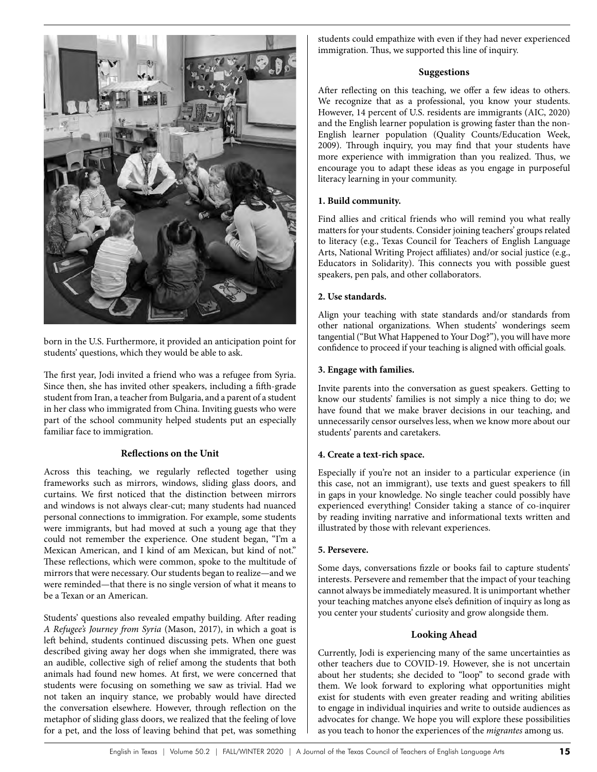born in the U.S. Furthermore, it provided an anticipation point for students' questions, which they would be able to ask.

The first year, Jodi invited a friend who was a refugee from Syria. Since then, she has invited other speakers, including a fifth-grade student from Iran, a teacher from Bulgaria, and a parent of a student in her class who immigrated from China. Inviting guests who were part of the school community helped students put an especially familiar face to immigration.

### Reflections on the Unit

Across this teaching, we regularly reflected together using frameworks such as mirrors, windows, sliding glass doors, and curtains. We first noticed that the distinction between mirrors and windows is not always clear-cut; many students had nuanced personal connections to immigration. For example, some students were immigrants, but had moved at such a young age that they could not remember the experience. One student began, "I'm a Mexican American, and I kind of am Mexican, but kind of not." These reflections, which were common, spoke to the multitude of mirrors that were necessary. Our students began to realize—and we were reminded—that there is no single version of what it means to be a Texan or an American.

Students' questions also revealed empathy building. After reading *A Refugee's Journey from Syria* (Mason, 2017), in which a goat is left behind, students continued discussing pets. When one guest described giving away her dogs when she immigrated, there was an audible, collective sigh of relief among the students that both animals had found new homes. At first, we were concerned that students were focusing on something we saw as trivial. Had we not taken an inquiry stance, we probably would have directed the conversation elsewhere. However, through reflection on the metaphor of sliding glass doors, we realized that the feeling of love for a pet, and the loss of leaving behind that pet, was something students could empathize with even if they had never experienced immigration. Thus, we supported this line of inquiry.

### Suggestions

After reflecting on this teaching, we offer a few ideas to others. We recognize that as a professional, you know your students. However, 14 percent of U.S. residents are immigrants (AIC, 2020) and the English learner population is growing faster than the non-English learner population (Quality Counts/Education Week, 2009). Through inquiry, you may find that your students have more experience with immigration than you realized. Thus, we encourage you to adapt these ideas as you engage in purposeful literacy learning in your community.

**1. Build community.**

Find allies and critical friends who will remind you what really matters for your students. Consider joining teachers' groups related to literacy (e.g., Texas Council for Teachers of English Language Arts, National Writing Project affiliates) and/or social justice (e.g., Educators in Solidarity). This connects you with possible guest speakers, pen pals, and other collaborators.

**2. Use standards.**

Align your teaching with state standards and/or standards from other national organizations. When students' wonderings seem tangential ("But What Happened to Your Dog?"), you will have more confidence to proceed if your teaching is aligned with official goals.

**3. Engage with families.**

Invite parents into the conversation as guest speakers. Getting to know our students' families is not simply a nice thing to do; we have found that we make braver decisions in our teaching, and unnecessarily censor ourselves less, when we know more about our students' parents and caretakers.

**4. Create a text-rich space.**

Especially if you're not an insider to a particular experience (in this case, not an immigrant), use texts and guest speakers to fill in gaps in your knowledge. No single teacher could possibly have experienced everything! Consider taking a stance of co-inquirer by reading inviting narrative and informational texts written and illustrated by those with relevant experiences.

**5. Persevere.**

Some days, conversations fizzle or books fail to capture students' interests. Persevere and remember that the impact of your teaching cannot always be immediately measured. It is unimportant whether your teaching matches anyone else's definition of inquiry as long as you center your students' curiosity and grow alongside them.

### Looking Ahead

Currently, Jodi is experiencing many of the same uncertainties as other teachers due to COVID-19. However, she is not uncertain about her students; she decided to "loop" to second grade with them. We look forward to exploring what opportunities might exist for students with even greater reading and writing abilities to engage in individual inquiries and write to outside audiences as advocates for change. We hope you will explore these possibilities as you teach to honor the experiences of the *migrantes* among us.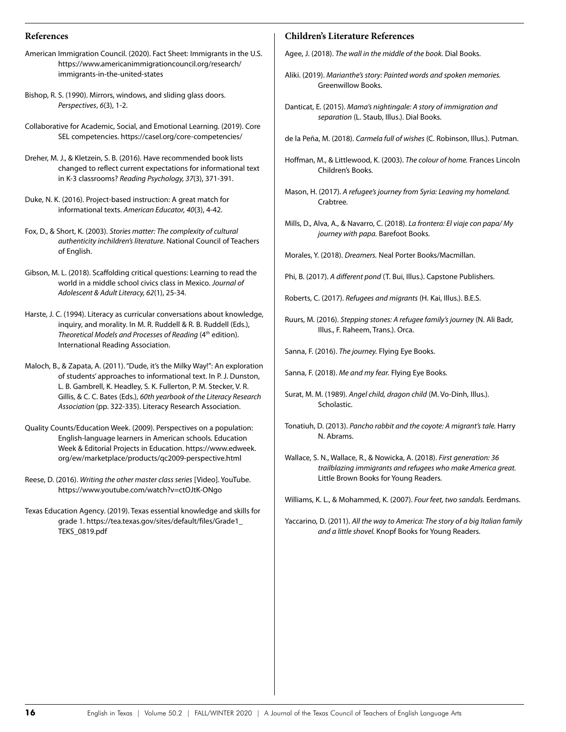## References

American Immigration Council. (2020). Fact Sheet: Immigrants in the U.S. https://www.americanimmigrationcouncil.org/research/immigrants-in-the-united-states

Bishop, R. S. (1990). Mirrors, windows, and sliding glass doors. *Perspectives*, *6*(3), 1-2.

Collaborative for Academic, Social, and Emotional Learning. (2019). Core SEL competencies. https://casel.org/core-competencies/

Dreher, M. J., & Kletzein, S. B. (2016). Have recommended book lists changed to reflect current expectations for informational text in K-3 classrooms? *Reading Psychology, 37*(3), 371-391.

Duke, N. K. (2016). Project-based instruction: A great match for informational texts. *American Educator, 40*(3), 4-42.

Fox, D., & Short, K. (2003). *Stories matter: The complexity of cultural authenticity inchildren's literature*. National Council of Teachers of English.

Gibson, M. L. (2018). Scaffolding critical questions: Learning to read the world in a middle school civics class in Mexico. *Journal of Adolescent & Adult Literacy, 62*(1), 25-34.

Harste, J. C. (1994). Literacy as curricular conversations about knowledge, inquiry, and morality. In M. R. Ruddell & R. B. Ruddell (Eds.), *Theoretical Models and Processes of Reading* (4th edition). International Reading Association.

Maloch, B., & Zapata, A. (2011). "Dude, it's the Milky Way!": An exploration of students' approaches to informational text. In P. J. Dunston, L. B. Gambrell, K. Headley, S. K. Fullerton, P. M. Stecker, V. R. Gillis, & C. C. Bates (Eds.), *60th yearbook of the Literacy Research Association* (pp. 322-335). Literacy Research Association.

Quality Counts/Education Week. (2009). Perspectives on a population: English-language learners in American schools. Education Week & Editorial Projects in Education. https://www.edweek.org/ew/marketplace/products/qc2009-perspective.html

Reese, D. (2016). *Writing the other master class series* [Video]. YouTube. https://www.youtube.com/watch?v=ctOJtK-ONgo

Texas Education Agency. (2019). Texas essential knowledge and skills for grade 1. https://tea.texas.gov/sites/default/files/Grade1_TEKS_0819.pdf

## Children's Literature References

Agee, J. (2018). *The wall in the middle of the book.* Dial Books.

Aliki. (2019). *Marianthe's story: Painted words and spoken memories.* Greenwillow Books.

Danticat, E. (2015). *Mama's nightingale: A story of immigration and separation* (L. Staub, Illus.). Dial Books.

de la Peña, M. (2018). *Carmela full of wishes* (C. Robinson, Illus.). Putman.

Hoffman, M., & Littlewood, K. (2003). *The colour of home.* Frances Lincoln Children's Books.

Mason, H. (2017). *A refugee's journey from Syria: Leaving my homeland.* Crabtree.

Mills, D., Alva, A., & Navarro, C. (2018). *La frontera: El viaje con papa/ My journey with papa.* Barefoot Books.

Morales, Y. (2018). *Dreamers.* Neal Porter Books/Macmillan.

Phi, B. (2017). *A different pond* (T. Bui, Illus.). Capstone Publishers.

Roberts, C. (2017). *Refugees and migrants* (H. Kai, Illus.). B.E.S.

Ruurs, M. (2016). *Stepping stones: A refugee family's journey* (N. Ali Badr, Illus., F. Raheem, Trans.). Orca.

Sanna, F. (2016). *The journey.* Flying Eye Books.

Sanna, F. (2018). *Me and my fear.* Flying Eye Books.

Surat, M. M. (1989). *Angel child, dragon child* (M. Vo-Dinh, Illus.). Scholastic.

Tonatiuh, D. (2013). *Pancho rabbit and the coyote: A migrant's tale.* Harry N. Abrams.

Wallace, S. N., Wallace, R., & Nowicka, A. (2018). *First generation: 36 trailblazing immigrants and refugees who make America great.* Little Brown Books for Young Readers.

Williams, K. L., & Mohammed, K. (2007). *Four feet, two sandals.* Eerdmans.

Yaccarino, D. (2011). *All the way to America: The story of a big Italian family and a little shovel.* Knopf Books for Young Readers.